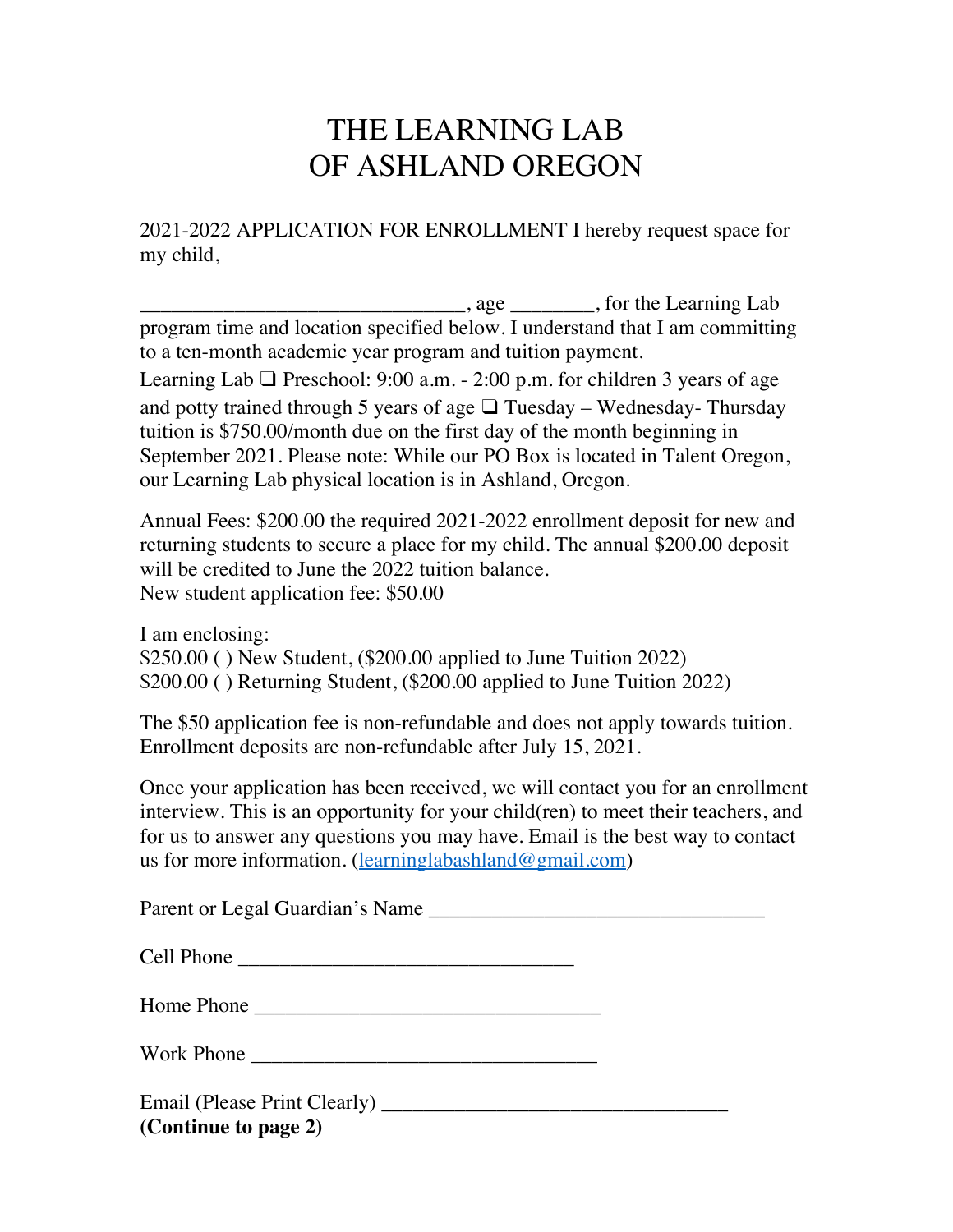# THE LEARNING LAB
# OF ASHLAND OREGON

2021-2022 APPLICATION FOR ENROLLMENT I hereby request space for my child,

______________________________, age ________, for the Learning Lab program time and location specified below. I understand that I am committing to a ten-month academic year program and tuition payment.

Learning Lab ❑ Preschool: 9:00 a.m. - 2:00 p.m. for children 3 years of age and potty trained through 5 years of age ❑ Tuesday – Wednesday- Thursday tuition is $750.00/month due on the first day of the month beginning in September 2021. Please note: While our PO Box is located in Talent Oregon, our Learning Lab physical location is in Ashland, Oregon.

Annual Fees: $200.00 the required 2021-2022 enrollment deposit for new and returning students to secure a place for my child. The annual $200.00 deposit will be credited to June the 2022 tuition balance.
New student application fee: $50.00

I am enclosing:
$250.00 ( ) New Student, ($200.00 applied to June Tuition 2022)
$200.00 ( ) Returning Student, ($200.00 applied to June Tuition 2022)

The $50 application fee is non-refundable and does not apply towards tuition. Enrollment deposits are non-refundable after July 15, 2021.

Once your application has been received, we will contact you for an enrollment interview. This is an opportunity for your child(ren) to meet their teachers, and for us to answer any questions you may have. Email is the best way to contact us for more information. (learninglabashland@gmail.com)

Parent or Legal Guardian's Name ______________________________

Cell Phone ______________________________

Home Phone ______________________________

Work Phone ______________________________

Email (Please Print Clearly) ______________________________

**(Continue to page 2)**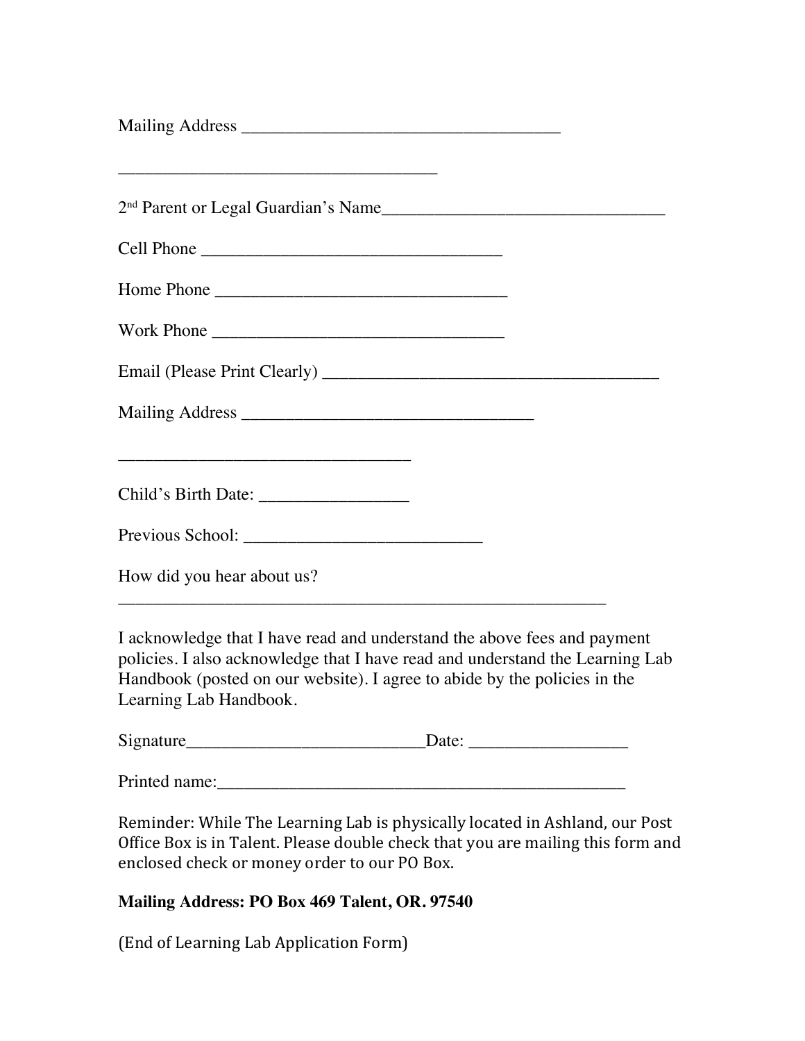Mailing Address ____________________________________

____________________________________

2nd Parent or Legal Guardian's Name________________________________

Cell Phone __________________________________

Home Phone _________________________________

Work Phone _________________________________

Email (Please Print Clearly) ______________________________________

Mailing Address _________________________________

_________________________________

Child's Birth Date: ________________

Previous School: __________________________

How did you hear about us?
_______________________________________________________

I acknowledge that I have read and understand the above fees and payment policies. I also acknowledge that I have read and understand the Learning Lab Handbook (posted on our website). I agree to abide by the policies in the Learning Lab Handbook.

Signature___________________________Date: __________________

Printed name:_______________________________________________

Reminder: While The Learning Lab is physically located in Ashland, our Post Office Box is in Talent. Please double check that you are mailing this form and enclosed check or money order to our PO Box.

**Mailing Address: PO Box 469 Talent, OR. 97540**

(End of Learning Lab Application Form)